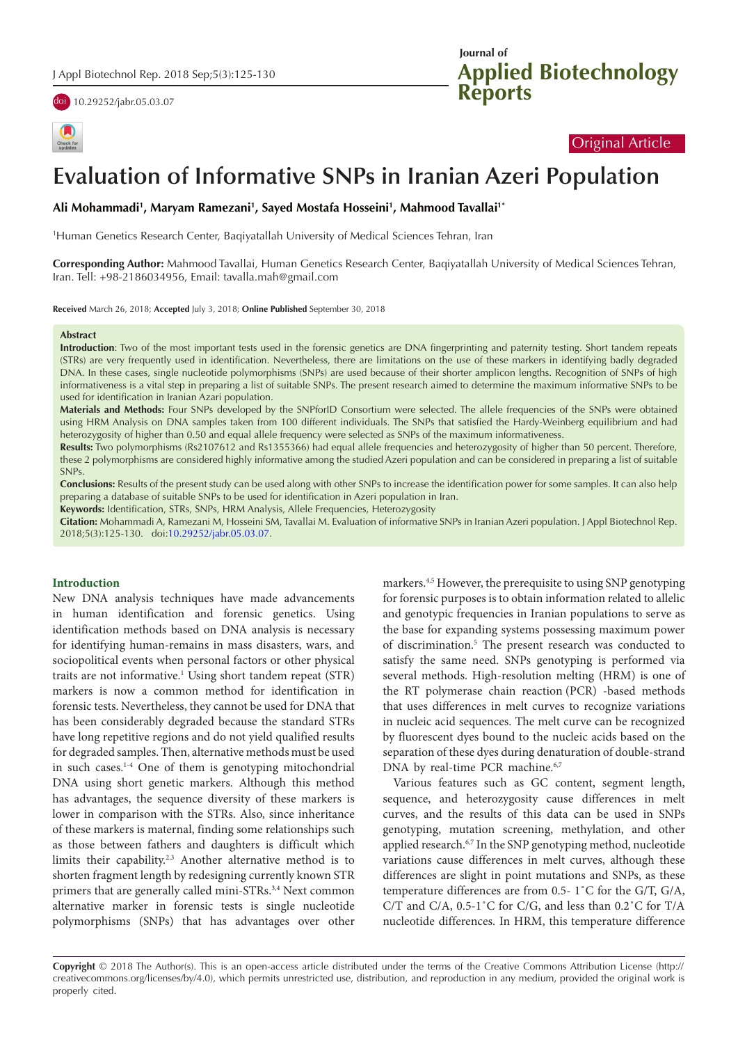Original Article

# Evaluation of Informative SNPs in Iranian Azeri Population

**Ali Mohammadi[1], Maryam Ramezani[1], Sayed Mostafa Hosseini[1], Mahmood Tavallai[1*]**

[1]Human Genetics Research Center, Baqiyatallah University of Medical Sciences Tehran, Iran

**Corresponding Author:** Mahmood Tavallai, Human Genetics Research Center, Baqiyatallah University of Medical Sciences Tehran, Iran. Tell: +98-2186034956, Email: tavalla.mah@gmail.com

**Received** March 26, 2018; **Accepted** July 3, 2018; **Online Published** September 30, 2018

## Abstract

**Introduction**: Two of the most important tests used in the forensic genetics are DNA fingerprinting and paternity testing. Short tandem repeats (STRs) are very frequently used in identification. Nevertheless, there are limitations on the use of these markers in identifying badly degraded DNA. In these cases, single nucleotide polymorphisms (SNPs) are used because of their shorter amplicon lengths. Recognition of SNPs of high informativeness is a vital step in preparing a list of suitable SNPs. The present research aimed to determine the maximum informative SNPs to be used for identification in Iranian Azari population.

**Materials and Methods:** Four SNPs developed by the SNPforID Consortium were selected. The allele frequencies of the SNPs were obtained using HRM Analysis on DNA samples taken from 100 different individuals. The SNPs that satisfied the Hardy-Weinberg equilibrium and had heterozygosity of higher than 0.50 and equal allele frequency were selected as SNPs of the maximum informativeness.

**Results:** Two polymorphisms (Rs2107612 and Rs1355366) had equal allele frequencies and heterozygosity of higher than 50 percent. Therefore, these 2 polymorphisms are considered highly informative among the studied Azeri population and can be considered in preparing a list of suitable SNPs.

**Conclusions:** Results of the present study can be used along with other SNPs to increase the identification power for some samples. It can also help preparing a database of suitable SNPs to be used for identification in Azeri population in Iran.

**Keywords:** Identification, STRs, SNPs, HRM Analysis, Allele Frequencies, Heterozygosity

**Citation:** Mohammadi A, Ramezani M, Hosseini SM, Tavallai M. Evaluation of informative SNPs in Iranian Azeri population. J Appl Biotechnol Rep. 2018;5(3):125-130. doi:10.29252/jabr.05.03.07.

## Introduction

New DNA analysis techniques have made advancements in human identification and forensic genetics. Using identification methods based on DNA analysis is necessary for identifying human-remains in mass disasters, wars, and sociopolitical events when personal factors or other physical traits are not informative.[1] Using short tandem repeat (STR) markers is now a common method for identification in forensic tests. Nevertheless, they cannot be used for DNA that has been considerably degraded because the standard STRs have long repetitive regions and do not yield qualified results for degraded samples. Then, alternative methods must be used in such cases.[1-4] One of them is genotyping mitochondrial DNA using short genetic markers. Although this method has advantages, the sequence diversity of these markers is lower in comparison with the STRs. Also, since inheritance of these markers is maternal, finding some relationships such as those between fathers and daughters is difficult which limits their capability.[2,3] Another alternative method is to shorten fragment length by redesigning currently known STR primers that are generally called mini-STRs.[3,4] Next common alternative marker in forensic tests is single nucleotide polymorphisms (SNPs) that has advantages over other markers.[4,5] However, the prerequisite to using SNP genotyping for forensic purposes is to obtain information related to allelic and genotypic frequencies in Iranian populations to serve as the base for expanding systems possessing maximum power of discrimination.[5] The present research was conducted to satisfy the same need. SNPs genotyping is performed via several methods. High-resolution melting (HRM) is one of the RT polymerase chain reaction (PCR) -based methods that uses differences in melt curves to recognize variations in nucleic acid sequences. The melt curve can be recognized by fluorescent dyes bound to the nucleic acids based on the separation of these dyes during denaturation of double-strand DNA by real-time PCR machine.[6,7]

Various features such as GC content, segment length, sequence, and heterozygosity cause differences in melt curves, and the results of this data can be used in SNPs genotyping, mutation screening, methylation, and other applied research.[6,7] In the SNP genotyping method, nucleotide variations cause differences in melt curves, although these differences are slight in point mutations and SNPs, as these temperature differences are from 0.5- 1°C for the G/T, G/A, C/T and C/A, 0.5-1°C for C/G, and less than 0.2°C for T/A nucleotide differences. In HRM, this temperature difference

**Copyright** © 2018 The Author(s). This is an open-access article distributed under the terms of the Creative Commons Attribution License (http://creativecommons.org/licenses/by/4.0), which permits unrestricted use, distribution, and reproduction in any medium, provided the original work is properly cited.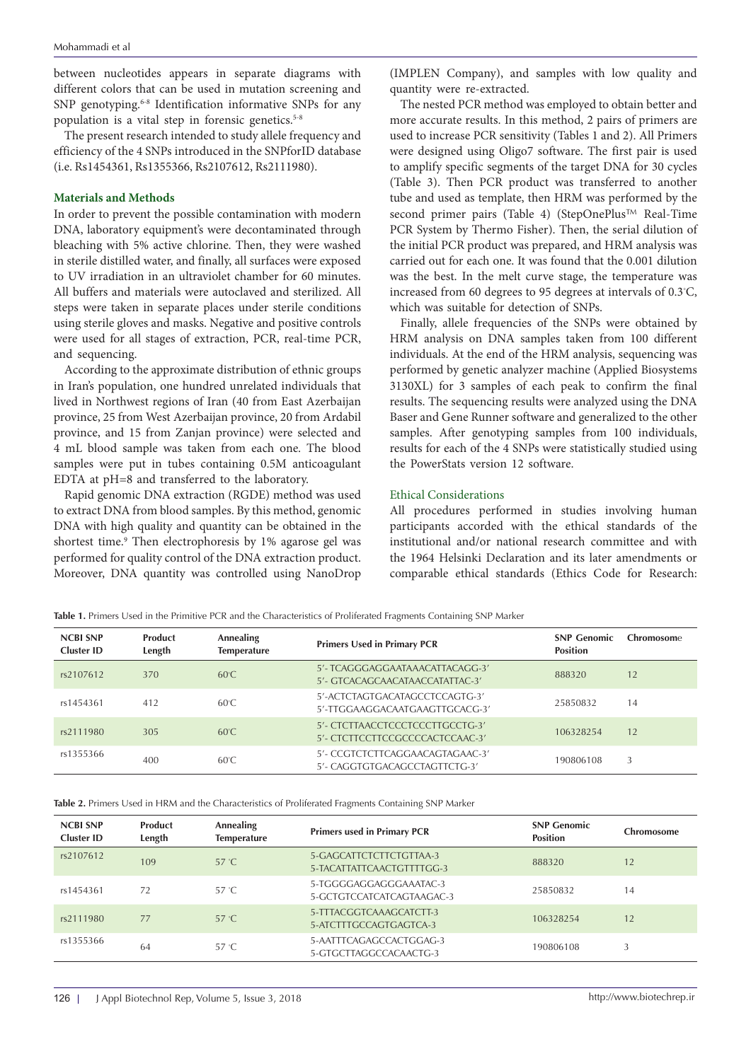between nucleotides appears in separate diagrams with different colors that can be used in mutation screening and SNP genotyping.[6-8] Identification informative SNPs for any population is a vital step in forensic genetics.[5-8]

The present research intended to study allele frequency and efficiency of the 4 SNPs introduced in the SNPforID database (i.e. Rs1454361, Rs1355366, Rs2107612, Rs2111980).

## Materials and Methods

In order to prevent the possible contamination with modern DNA, laboratory equipment's were decontaminated through bleaching with 5% active chlorine. Then, they were washed in sterile distilled water, and finally, all surfaces were exposed to UV irradiation in an ultraviolet chamber for 60 minutes. All buffers and materials were autoclaved and sterilized. All steps were taken in separate places under sterile conditions using sterile gloves and masks. Negative and positive controls were used for all stages of extraction, PCR, real-time PCR, and sequencing.

According to the approximate distribution of ethnic groups in Iran's population, one hundred unrelated individuals that lived in Northwest regions of Iran (40 from East Azerbaijan province, 25 from West Azerbaijan province, 20 from Ardabil province, and 15 from Zanjan province) were selected and 4 mL blood sample was taken from each one. The blood samples were put in tubes containing 0.5M anticoagulant EDTA at pH=8 and transferred to the laboratory.

Rapid genomic DNA extraction (RGDE) method was used to extract DNA from blood samples. By this method, genomic DNA with high quality and quantity can be obtained in the shortest time.[9] Then electrophoresis by 1% agarose gel was performed for quality control of the DNA extraction product. Moreover, DNA quantity was controlled using NanoDrop (IMPLEN Company), and samples with low quality and quantity were re-extracted.

The nested PCR method was employed to obtain better and more accurate results. In this method, 2 pairs of primers are used to increase PCR sensitivity (Tables 1 and 2). All Primers were designed using Oligo7 software. The first pair is used to amplify specific segments of the target DNA for 30 cycles (Table 3). Then PCR product was transferred to another tube and used as template, then HRM was performed by the second primer pairs (Table 4) (StepOnePlus™ Real-Time PCR System by Thermo Fisher). Then, the serial dilution of the initial PCR product was prepared, and HRM analysis was carried out for each one. It was found that the 0.001 dilution was the best. In the melt curve stage, the temperature was increased from 60 degrees to 95 degrees at intervals of 0.3°C, which was suitable for detection of SNPs.

Finally, allele frequencies of the SNPs were obtained by HRM analysis on DNA samples taken from 100 different individuals. At the end of the HRM analysis, sequencing was performed by genetic analyzer machine (Applied Biosystems 3130XL) for 3 samples of each peak to confirm the final results. The sequencing results were analyzed using the DNA Baser and Gene Runner software and generalized to the other samples. After genotyping samples from 100 individuals, results for each of the 4 SNPs were statistically studied using the PowerStats version 12 software.

### Ethical Considerations

All procedures performed in studies involving human participants accorded with the ethical standards of the institutional and/or national research committee and with the 1964 Helsinki Declaration and its later amendments or comparable ethical standards (Ethics Code for Research:

**Table 1.** Primers Used in the Primitive PCR and the Characteristics of Proliferated Fragments Containing SNP Marker

| NCBI SNP Cluster ID | Product Length | Annealing Temperature | Primers Used in Primary PCR | SNP Genomic Position | Chromosome |
|---|---|---|---|---|---|
| rs2107612 | 370 | 60°C | 5′- TCAGGGAGGAATAAACATTACAGG-3′<br>5′- GTCACAGCAACATAACCATATTAC-3′ | 888320 | 12 |
| rs1454361 | 412 | 60°C | 5′-ACTCTAGTGACATAGCCTCCAGTG-3′<br>5′-TTGGAAGGACAATGAAGTTGCACG-3′ | 25850832 | 14 |
| rs2111980 | 305 | 60°C | 5′- CTCTTAACCTCCCTCCCTTGCCTG-3′<br>5′- CTCTTCCTTCCGCCCCACTCCAAC-3′ | 106328254 | 12 |
| rs1355366 | 400 | 60°C | 5′- CCGTCTCTTCAGGAACAGTAGAAC-3′<br>5′- CAGGTGTGACAGCCTAGTTCTG-3′ | 190806108 | 3 |

**Table 2.** Primers Used in HRM and the Characteristics of Proliferated Fragments Containing SNP Marker

| NCBI SNP Cluster ID | Product Length | Annealing Temperature | Primers used in Primary PCR | SNP Genomic Position | Chromosome |
|---|---|---|---|---|---|
| rs2107612 | 109 | 57 °C | 5-GAGCATTCTCTTCTGTTAA-3<br>5-TACATTATTCAACTGTTTTGG-3 | 888320 | 12 |
| rs1454361 | 72 | 57 °C | 5-TGGGGAGGAGGGAAATAC-3<br>5-GCTGTCCATCATCAGTAAGAC-3 | 25850832 | 14 |
| rs2111980 | 77 | 57 °C | 5-TTTACGGTCAAAGCATCTT-3<br>5-ATCTTTGCCAGTGAGTCA-3 | 106328254 | 12 |
| rs1355366 | 64 | 57 °C | 5-AATTTCAGAGCCACTGGAG-3<br>5-GTGCTTAGGCCACAACTG-3 | 190806108 | 3 |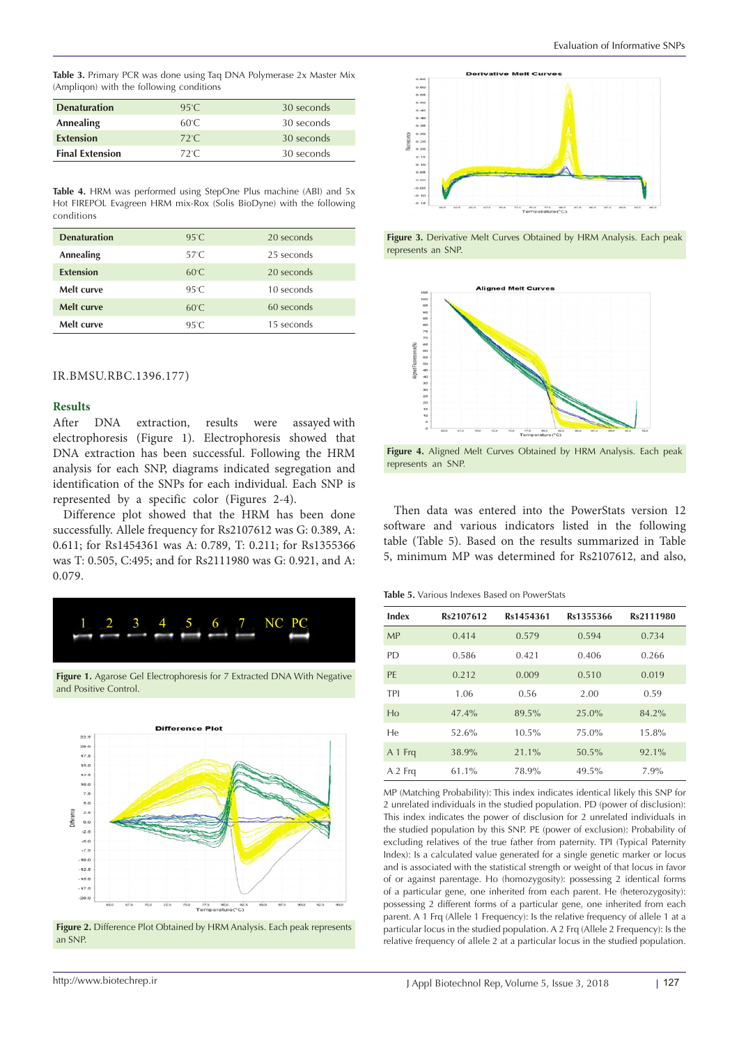**Table 3.** Primary PCR was done using Taq DNA Polymerase 2x Master Mix (Ampliqon) with the following conditions

| | | |
|---|---|---|
| **Denaturation** | 95°C | 30 seconds |
| **Annealing** | 60°C | 30 seconds |
| **Extension** | 72°C | 30 seconds |
| **Final Extension** | 72°C | 30 seconds |

**Table 4.** HRM was performed using StepOne Plus machine (ABI) and 5x Hot FIREPOL Evagreen HRM mix-Rox (Solis BioDyne) with the following conditions

| | | |
|---|---|---|
| **Denaturation** | 95°C | 20 seconds |
| **Annealing** | 57°C | 25 seconds |
| **Extension** | 60°C | 20 seconds |
| **Melt curve** | 95°C | 10 seconds |
| **Melt curve** | 60°C | 60 seconds |
| **Melt curve** | 95°C | 15 seconds |

IR.BMSU.RBC.1396.177)

## Results

After DNA extraction, results were assayed with electrophoresis (Figure 1). Electrophoresis showed that DNA extraction has been successful. Following the HRM analysis for each SNP, diagrams indicated segregation and identification of the SNPs for each individual. Each SNP is represented by a specific color (Figures 2-4).

Difference plot showed that the HRM has been done successfully. Allele frequency for Rs2107612 was G: 0.389, A: 0.611; for Rs1454361 was A: 0.789, T: 0.211; for Rs1355366 was T: 0.505, C:495; and for Rs2111980 was G: 0.921, and A: 0.079.

**Figure 1.** Agarose Gel Electrophoresis for 7 Extracted DNA With Negative and Positive Control.

**Figure 2.** Difference Plot Obtained by HRM Analysis. Each peak represents an SNP.

**Figure 3.** Derivative Melt Curves Obtained by HRM Analysis. Each peak represents an SNP.

**Figure 4.** Aligned Melt Curves Obtained by HRM Analysis. Each peak represents an SNP.

Then data was entered into the PowerStats version 12 software and various indicators listed in the following table (Table 5). Based on the results summarized in Table 5, minimum MP was determined for Rs2107612, and also,

**Table 5.** Various Indexes Based on PowerStats

| Index | Rs2107612 | Rs1454361 | Rs1355366 | Rs2111980 |
|---|---|---|---|---|
| MP | 0.414 | 0.579 | 0.594 | 0.734 |
| PD | 0.586 | 0.421 | 0.406 | 0.266 |
| PE | 0.212 | 0.009 | 0.510 | 0.019 |
| TPI | 1.06 | 0.56 | 2.00 | 0.59 |
| Ho | 47.4% | 89.5% | 25.0% | 84.2% |
| He | 52.6% | 10.5% | 75.0% | 15.8% |
| A 1 Frq | 38.9% | 21.1% | 50.5% | 92.1% |
| A 2 Frq | 61.1% | 78.9% | 49.5% | 7.9% |

MP (Matching Probability): This index indicates identical likely this SNP for 2 unrelated individuals in the studied population. PD (power of disclusion): This index indicates the power of disclusion for 2 unrelated individuals in the studied population by this SNP. PE (power of exclusion): Probability of excluding relatives of the true father from paternity. TPI (Typical Paternity Index): Is a calculated value generated for a single genetic marker or locus and is associated with the statistical strength or weight of that locus in favor of or against parentage. Ho (homozygosity): possessing 2 identical forms of a particular gene, one inherited from each parent. He (heterozygosity): possessing 2 different forms of a particular gene, one inherited from each parent. A 1 Frq (Allele 1 Frequency): Is the relative frequency of allele 1 at a particular locus in the studied population. A 2 Frq (Allele 2 Frequency): Is the relative frequency of allele 2 at a particular locus in the studied population.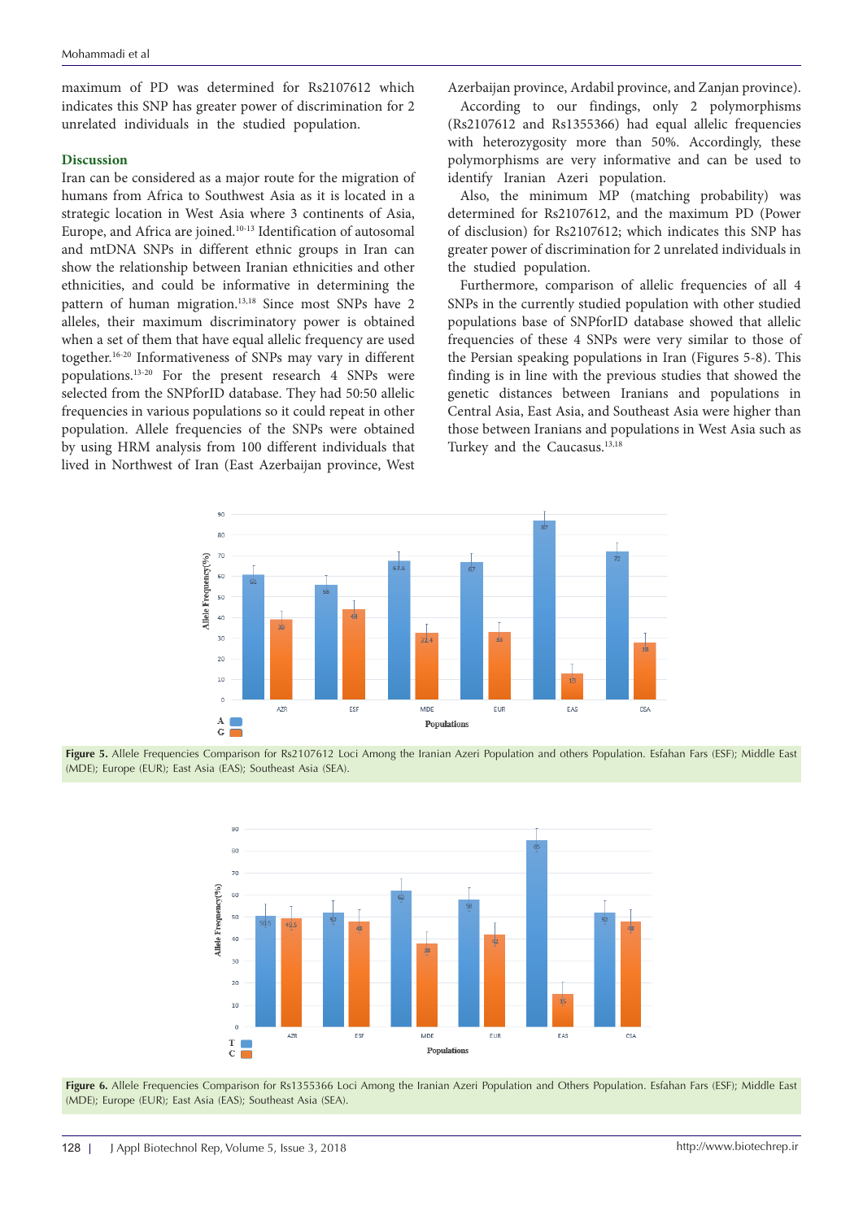maximum of PD was determined for Rs2107612 which indicates this SNP has greater power of discrimination for 2 unrelated individuals in the studied population.

## Discussion

Iran can be considered as a major route for the migration of humans from Africa to Southwest Asia as it is located in a strategic location in West Asia where 3 continents of Asia, Europe, and Africa are joined.[10-13] Identification of autosomal and mtDNA SNPs in different ethnic groups in Iran can show the relationship between Iranian ethnicities and other ethnicities, and could be informative in determining the pattern of human migration.[13,18] Since most SNPs have 2 alleles, their maximum discriminatory power is obtained when a set of them that have equal allelic frequency are used together.[16-20] Informativeness of SNPs may vary in different populations.[13-20] For the present research 4 SNPs were selected from the SNPforID database. They had 50:50 allelic frequencies in various populations so it could repeat in other population. Allele frequencies of the SNPs were obtained by using HRM analysis from 100 different individuals that lived in Northwest of Iran (East Azerbaijan province, West Azerbaijan province, Ardabil province, and Zanjan province).

According to our findings, only 2 polymorphisms (Rs2107612 and Rs1355366) had equal allelic frequencies with heterozygosity more than 50%. Accordingly, these polymorphisms are very informative and can be used to identify Iranian Azeri population.

Also, the minimum MP (matching probability) was determined for Rs2107612, and the maximum PD (Power of disclusion) for Rs2107612; which indicates this SNP has greater power of discrimination for 2 unrelated individuals in the studied population.

Furthermore, comparison of allelic frequencies of all 4 SNPs in the currently studied population with other studied populations base of SNPforID database showed that allelic frequencies of these 4 SNPs were very similar to those of the Persian speaking populations in Iran (Figures 5-8). This finding is in line with the previous studies that showed the genetic distances between Iranians and populations in Central Asia, East Asia, and Southeast Asia were higher than those between Iranians and populations in West Asia such as Turkey and the Caucasus.[13,18]

**Figure 5.** Allele Frequencies Comparison for Rs2107612 Loci Among the Iranian Azeri Population and others Population. Esfahan Fars (ESF); Middle East (MDE); Europe (EUR); East Asia (EAS); Southeast Asia (SEA).

**Figure 6.** Allele Frequencies Comparison for Rs1355366 Loci Among the Iranian Azeri Population and Others Population. Esfahan Fars (ESF); Middle East (MDE); Europe (EUR); East Asia (EAS); Southeast Asia (SEA).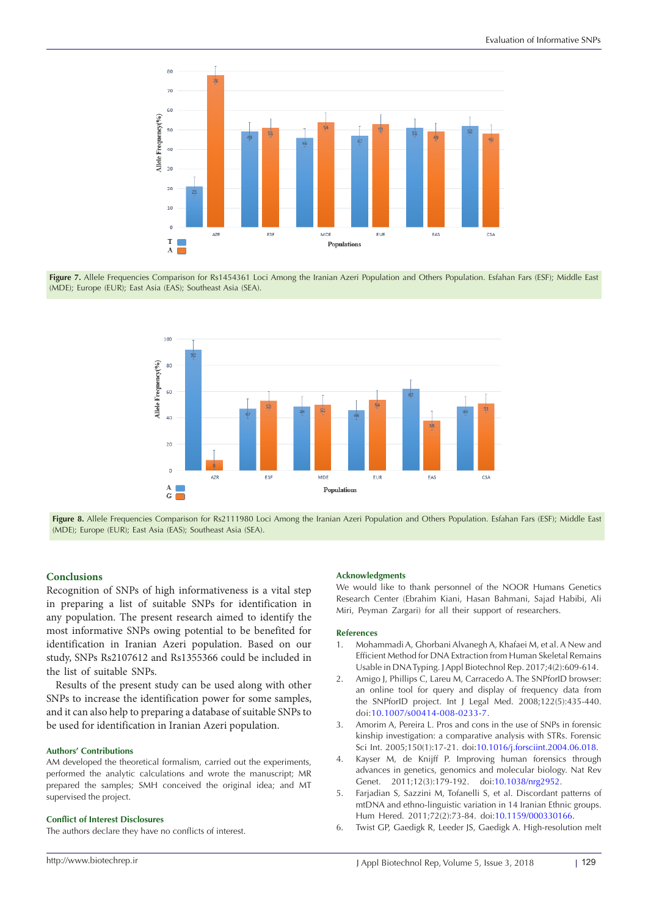Figure 7. Allele Frequencies Comparison for Rs1454361 Loci Among the Iranian Azeri Population and Others Population. Esfahan Fars (ESF); Middle East (MDE); Europe (EUR); East Asia (EAS); Southeast Asia (SEA).

Figure 8. Allele Frequencies Comparison for Rs2111980 Loci Among the Iranian Azeri Population and Others Population. Esfahan Fars (ESF); Middle East (MDE); Europe (EUR); East Asia (EAS); Southeast Asia (SEA).

## Conclusions

Recognition of SNPs of high informativeness is a vital step in preparing a list of suitable SNPs for identification in any population. The present research aimed to identify the most informative SNPs owing potential to be benefited for identification in Iranian Azeri population. Based on our study, SNPs Rs2107612 and Rs1355366 could be included in the list of suitable SNPs.

Results of the present study can be used along with other SNPs to increase the identification power for some samples, and it can also help to preparing a database of suitable SNPs to be used for identification in Iranian Azeri population.

### Authors' Contributions

AM developed the theoretical formalism, carried out the experiments, performed the analytic calculations and wrote the manuscript; MR prepared the samples; SMH conceived the original idea; and MT supervised the project.

### Conflict of Interest Disclosures

The authors declare they have no conflicts of interest.

### Acknowledgments

We would like to thank personnel of the NOOR Humans Genetics Research Center (Ebrahim Kiani, Hasan Bahmani, Sajad Habibi, Ali Miri, Peyman Zargari) for all their support of researchers.

### References

1. Mohammadi A, Ghorbani Alvanegh A, Khafaei M, et al. A New and Efficient Method for DNA Extraction from Human Skeletal Remains Usable in DNA Typing. J Appl Biotechnol Rep. 2017;4(2):609-614.
2. Amigo J, Phillips C, Lareu M, Carracedo A. The SNPforID browser: an online tool for query and display of frequency data from the SNPforID project. Int J Legal Med. 2008;122(5):435-440. doi:10.1007/s00414-008-0233-7.
3. Amorim A, Pereira L. Pros and cons in the use of SNPs in forensic kinship investigation: a comparative analysis with STRs. Forensic Sci Int. 2005;150(1):17-21. doi:10.1016/j.forsciint.2004.06.018.
4. Kayser M, de Knijff P. Improving human forensics through advances in genetics, genomics and molecular biology. Nat Rev Genet. 2011;12(3):179-192. doi:10.1038/nrg2952.
5. Farjadian S, Sazzini M, Tofanelli S, et al. Discordant patterns of mtDNA and ethno-linguistic variation in 14 Iranian Ethnic groups. Hum Hered. 2011;72(2):73-84. doi:10.1159/000330166.
6. Twist GP, Gaedigk R, Leeder JS, Gaedigk A. High-resolution melt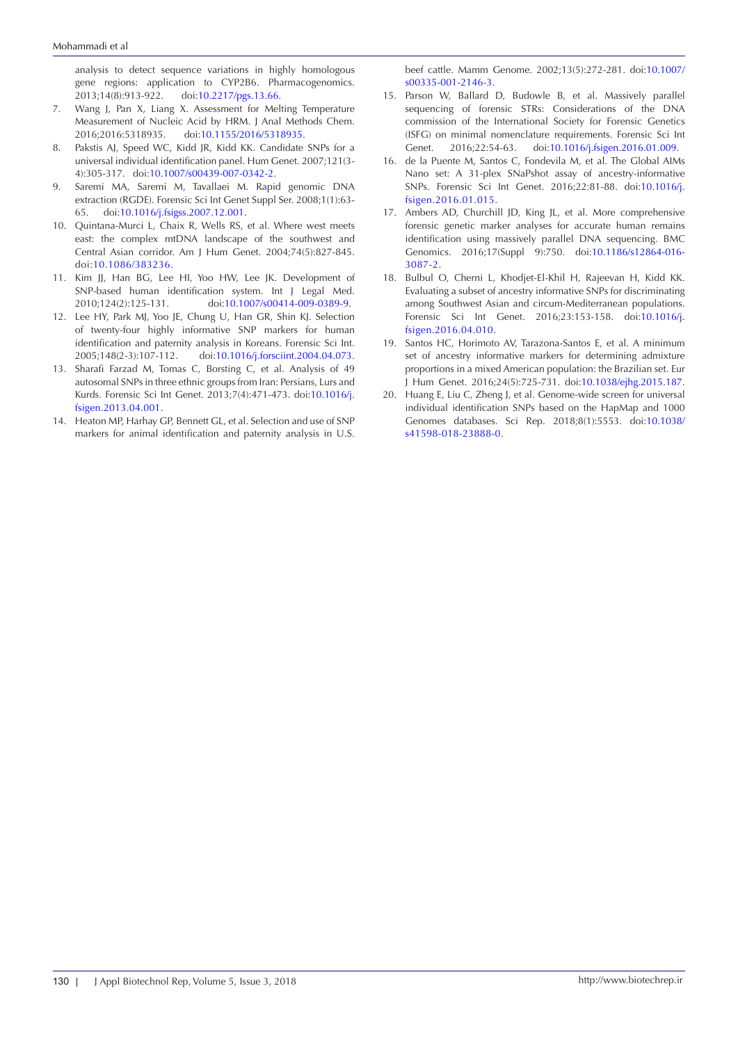analysis to detect sequence variations in highly homologous gene regions: application to CYP2B6. Pharmacogenomics. 2013;14(8):913-922. doi:10.2217/pgs.13.66.

7. Wang J, Pan X, Liang X. Assessment for Melting Temperature Measurement of Nucleic Acid by HRM. J Anal Methods Chem. 2016;2016:5318935. doi:10.1155/2016/5318935.
8. Pakstis AJ, Speed WC, Kidd JR, Kidd KK. Candidate SNPs for a universal individual identification panel. Hum Genet. 2007;121(3-4):305-317. doi:10.1007/s00439-007-0342-2.
9. Saremi MA, Saremi M, Tavallaei M. Rapid genomic DNA extraction (RGDE). Forensic Sci Int Genet Suppl Ser. 2008;1(1):63-65. doi:10.1016/j.fsigss.2007.12.001.
10. Quintana-Murci L, Chaix R, Wells RS, et al. Where west meets east: the complex mtDNA landscape of the southwest and Central Asian corridor. Am J Hum Genet. 2004;74(5):827-845. doi:10.1086/383236.
11. Kim JJ, Han BG, Lee HI, Yoo HW, Lee JK. Development of SNP-based human identification system. Int J Legal Med. 2010;124(2):125-131. doi:10.1007/s00414-009-0389-9.
12. Lee HY, Park MJ, Yoo JE, Chung U, Han GR, Shin KJ. Selection of twenty-four highly informative SNP markers for human identification and paternity analysis in Koreans. Forensic Sci Int. 2005;148(2-3):107-112. doi:10.1016/j.forsciint.2004.04.073.
13. Sharafi Farzad M, Tomas C, Borsting C, et al. Analysis of 49 autosomal SNPs in three ethnic groups from Iran: Persians, Lurs and Kurds. Forensic Sci Int Genet. 2013;7(4):471-473. doi:10.1016/j.fsigen.2013.04.001.
14. Heaton MP, Harhay GP, Bennett GL, et al. Selection and use of SNP markers for animal identification and paternity analysis in U.S. beef cattle. Mamm Genome. 2002;13(5):272-281. doi:10.1007/s00335-001-2146-3.
15. Parson W, Ballard D, Budowle B, et al. Massively parallel sequencing of forensic STRs: Considerations of the DNA commission of the International Society for Forensic Genetics (ISFG) on minimal nomenclature requirements. Forensic Sci Int Genet. 2016;22:54-63. doi:10.1016/j.fsigen.2016.01.009.
16. de la Puente M, Santos C, Fondevila M, et al. The Global AIMs Nano set: A 31-plex SNaPshot assay of ancestry-informative SNPs. Forensic Sci Int Genet. 2016;22:81-88. doi:10.1016/j.fsigen.2016.01.015.
17. Ambers AD, Churchill JD, King JL, et al. More comprehensive forensic genetic marker analyses for accurate human remains identification using massively parallel DNA sequencing. BMC Genomics. 2016;17(Suppl 9):750. doi:10.1186/s12864-016-3087-2.
18. Bulbul O, Cherni L, Khodjet-El-Khil H, Rajeevan H, Kidd KK. Evaluating a subset of ancestry informative SNPs for discriminating among Southwest Asian and circum-Mediterranean populations. Forensic Sci Int Genet. 2016;23:153-158. doi:10.1016/j.fsigen.2016.04.010.
19. Santos HC, Horimoto AV, Tarazona-Santos E, et al. A minimum set of ancestry informative markers for determining admixture proportions in a mixed American population: the Brazilian set. Eur J Hum Genet. 2016;24(5):725-731. doi:10.1038/ejhg.2015.187.
20. Huang E, Liu C, Zheng J, et al. Genome-wide screen for universal individual identification SNPs based on the HapMap and 1000 Genomes databases. Sci Rep. 2018;8(1):5553. doi:10.1038/s41598-018-23888-0.